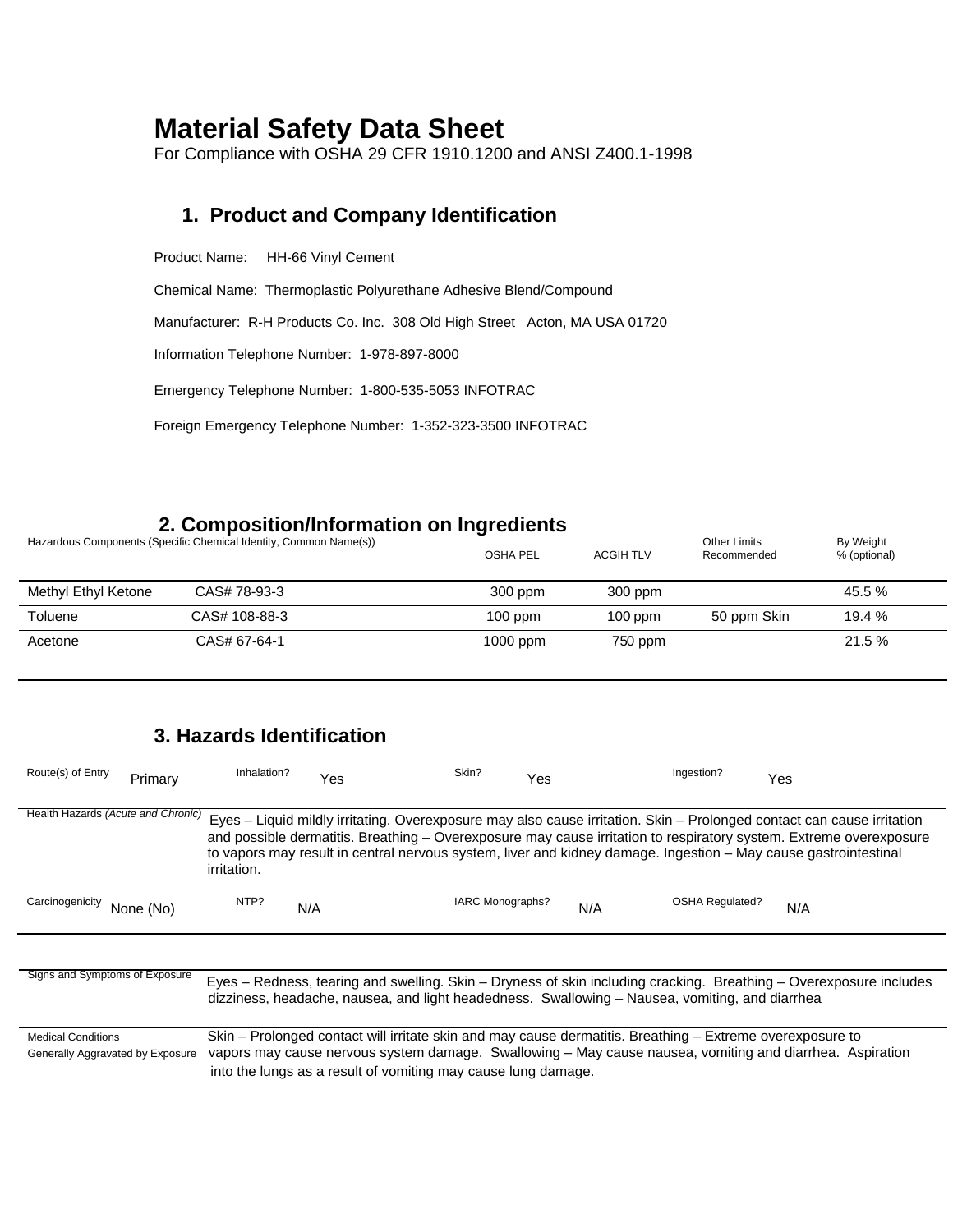# Material Safety Data Sheet

For Compliance with OSHA 29 CFR 1910.1200 and ANSI Z400.1-1998

## 1. Product and Company Identification

Product Name: HH-66 Vinyl Cement

Chemical Name: Thermoplastic Polyurethane Adhesive Blend/Compound

Manufacturer: R-H Products Co. Inc. 308 Old High Street Acton, MA USA 01720

Information Telephone Number: 1-978-897-8000

Emergency Telephone Number: 1-800-535-5053 INFOTRAC

Foreign Emergency Telephone Number: 1-352-323-3500 INFOTRAC

## 2. Composition/Information on Ingredients

| Hazardous Components (Specific Chemical Identity, Common Name(s)) | | OSHA PEL | ACGIH TLV | Other Limits Recommended | By Weight % (optional) |
|---|---|---|---|---|---|
| Methyl Ethyl Ketone | CAS# 78-93-3 | 300 ppm | 300 ppm | | 45.5 % |
| Toluene | CAS# 108-88-3 | 100 ppm | 100 ppm | 50 ppm Skin | 19.4 % |
| Acetone | CAS# 67-64-1 | 1000 ppm | 750 ppm | | 21.5 % |

## 3. Hazards Identification

| Route(s) of Entry | Primary | Inhalation? | Yes | Skin? | Yes | Ingestion? | Yes |
|---|---|---|---|---|---|---|---|

**Health Hazards** *(Acute and Chronic)*: Eyes – Liquid mildly irritating. Overexposure may also cause irritation. Skin – Prolonged contact can cause irritation and possible dermatitis. Breathing – Overexposure may cause irritation to respiratory system. Extreme overexposure to vapors may result in central nervous system, liver and kidney damage. Ingestion – May cause gastrointestinal irritation.

| Carcinogenicity | None (No) | NTP? | N/A | IARC Monographs? | N/A | OSHA Regulated? | N/A |
|---|---|---|---|---|---|---|---|

**Signs and Symptoms of Exposure**: Eyes – Redness, tearing and swelling. Skin – Dryness of skin including cracking. Breathing – Overexposure includes dizziness, headache, nausea, and light headedness. Swallowing – Nausea, vomiting, and diarrhea

**Medical Conditions Generally Aggravated by Exposure**: Skin – Prolonged contact will irritate skin and may cause dermatitis. Breathing – Extreme overexposure to vapors may cause nervous system damage. Swallowing – May cause nausea, vomiting and diarrhea. Aspiration into the lungs as a result of vomiting may cause lung damage.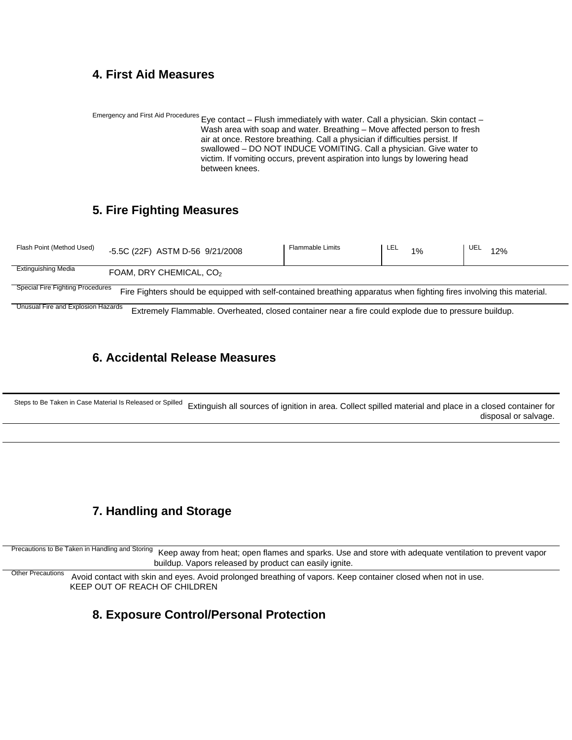## 4. First Aid Measures

| Emergency and First Aid Procedures | Eye contact – Flush immediately with water. Call a physician. Skin contact – Wash area with soap and water. Breathing – Move affected person to fresh air at once. Restore breathing. Call a physician if difficulties persist. If swallowed – DO NOT INDUCE VOMITING. Call a physician. Give water to victim. If vomiting occurs, prevent aspiration into lungs by lowering head between knees. |
| --- | --- |

## 5. Fire Fighting Measures

| Flash Point (Method Used) | -5.5C (22F) ASTM D-56 9/21/2008 | Flammable Limits | LEL 1% | UEL 12% |
| --- | --- | --- | --- | --- |
| Extinguishing Media | FOAM, DRY CHEMICAL, $CO_2$ | | | |
| Special Fire Fighting Procedures | Fire Fighters should be equipped with self-contained breathing apparatus when fighting fires involving this material. | | | |
| Unusual Fire and Explosion Hazards | Extremely Flammable. Overheated, closed container near a fire could explode due to pressure buildup. | | | |

## 6. Accidental Release Measures

| Steps to Be Taken in Case Material Is Released or Spilled | Extinguish all sources of ignition in area. Collect spilled material and place in a closed container for disposal or salvage. |
| --- | --- |

## 7. Handling and Storage

| Precautions to Be Taken in Handling and Storing | Keep away from heat; open flames and sparks. Use and store with adequate ventilation to prevent vapor buildup. Vapors released by product can easily ignite. |
| --- | --- |
| Other Precautions | Avoid contact with skin and eyes. Avoid prolonged breathing of vapors. Keep container closed when not in use. KEEP OUT OF REACH OF CHILDREN |

## 8. Exposure Control/Personal Protection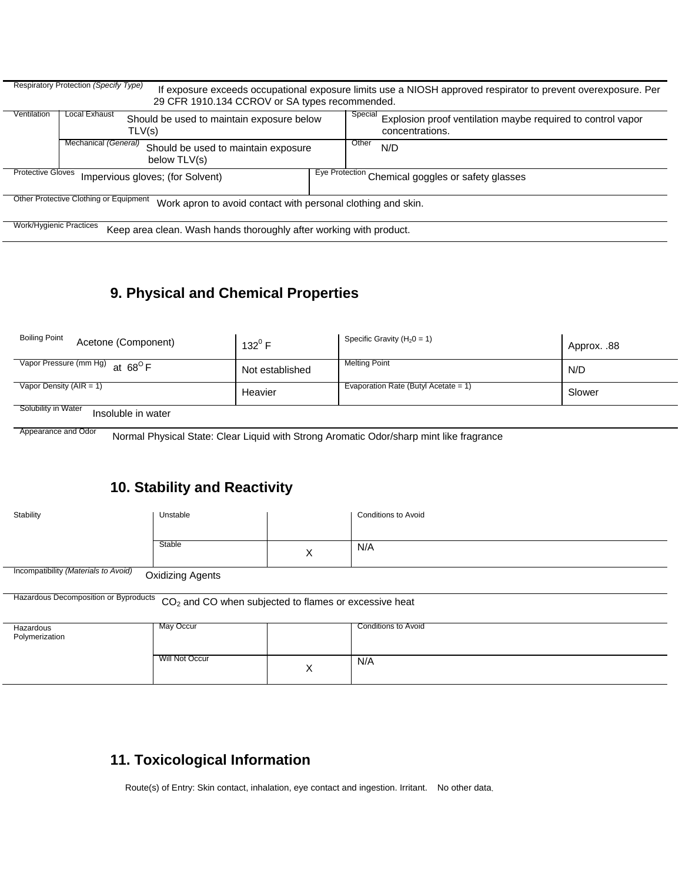| Respiratory Protection *(Specify Type)* | If exposure exceeds occupational exposure limits use a NIOSH approved respirator to prevent overexposure. Per 29 CFR 1910.134 CCROV or SA types recommended. | | |
|---|---|---|---|
| Ventilation | Local Exhaust: Should be used to maintain exposure below TLV(s) | Special | Explosion proof ventilation maybe required to control vapor concentrations. |
| | Mechanical *(General)*: Should be used to maintain exposure below TLV(s) | Other | N/D |
| Protective Gloves | Impervious gloves; (for Solvent) | Eye Protection | Chemical goggles or safety glasses |
| Other Protective Clothing or Equipment | Work apron to avoid contact with personal clothing and skin. | | |
| Work/Hygienic Practices | Keep area clean. Wash hands thoroughly after working with product. | | |

## 9. Physical and Chemical Properties

| Property | Value | Property | Value |
|---|---|---|---|
| Boiling Point Acetone (Component) | $132^0$ F | Specific Gravity ($H_20 = 1$) | Approx. .88 |
| Vapor Pressure (mm Hg) at $68^O$ F | Not established | Melting Point | N/D |
| Vapor Density (AIR = 1) | Heavier | Evaporation Rate (Butyl Acetate = 1) | Slower |
| Solubility in Water | Insoluble in water | | |
| Appearance and Odor | Normal Physical State: Clear Liquid with Strong Aromatic Odor/sharp mint like fragrance | | |

## 10. Stability and Reactivity

| Stability | | | Conditions to Avoid |
|---|---|---|---|
| | Unstable | | |
| | Stable | X | N/A |
| Incompatibility *(Materials to Avoid)* | Oxidizing Agents | | |
| Hazardous Decomposition or Byproducts | $CO_2$ and CO when subjected to flames or excessive heat | | |
| Hazardous Polymerization | May Occur | | Conditions to Avoid |
| | Will Not Occur | X | N/A |

## 11. Toxicological Information

Route(s) of Entry: Skin contact, inhalation, eye contact and ingestion. Irritant. No other data.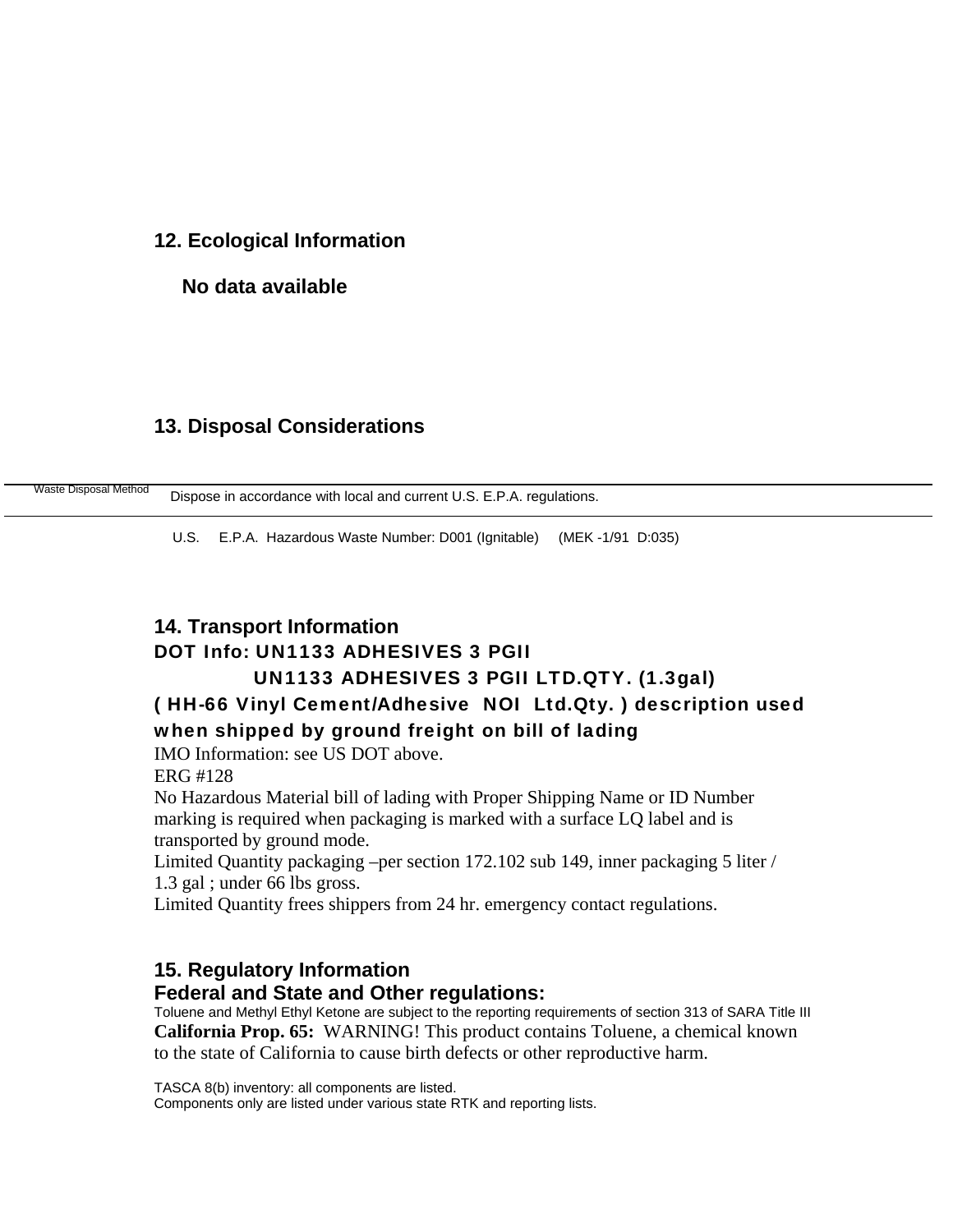## 12. Ecological Information

**No data available**

## 13. Disposal Considerations

| Waste Disposal Method | Dispose in accordance with local and current U.S. E.P.A. regulations. |
| --- | --- |

U.S. E.P.A. Hazardous Waste Number: D001 (Ignitable) (MEK -1/91 D:035)

## 14. Transport Information

**DOT Info: UN1133 ADHESIVES 3 PGII**

**UN1133 ADHESIVES 3 PGII LTD.QTY. (1.3gal)**

**( HH-66 Vinyl Cement/Adhesive NOI Ltd.Qty. ) description used when shipped by ground freight on bill of lading**

IMO Information: see US DOT above.

ERG #128

No Hazardous Material bill of lading with Proper Shipping Name or ID Number marking is required when packaging is marked with a surface LQ label and is transported by ground mode.

Limited Quantity packaging –per section 172.102 sub 149, inner packaging 5 liter / 1.3 gal ; under 66 lbs gross.

Limited Quantity frees shippers from 24 hr. emergency contact regulations.

## 15. Regulatory Information

**Federal and State and Other regulations:**

Toluene and Methyl Ethyl Ketone are subject to the reporting requirements of section 313 of SARA Title III

**California Prop. 65:** WARNING! This product contains Toluene, a chemical known to the state of California to cause birth defects or other reproductive harm.

TASCA 8(b) inventory: all components are listed.

Components only are listed under various state RTK and reporting lists.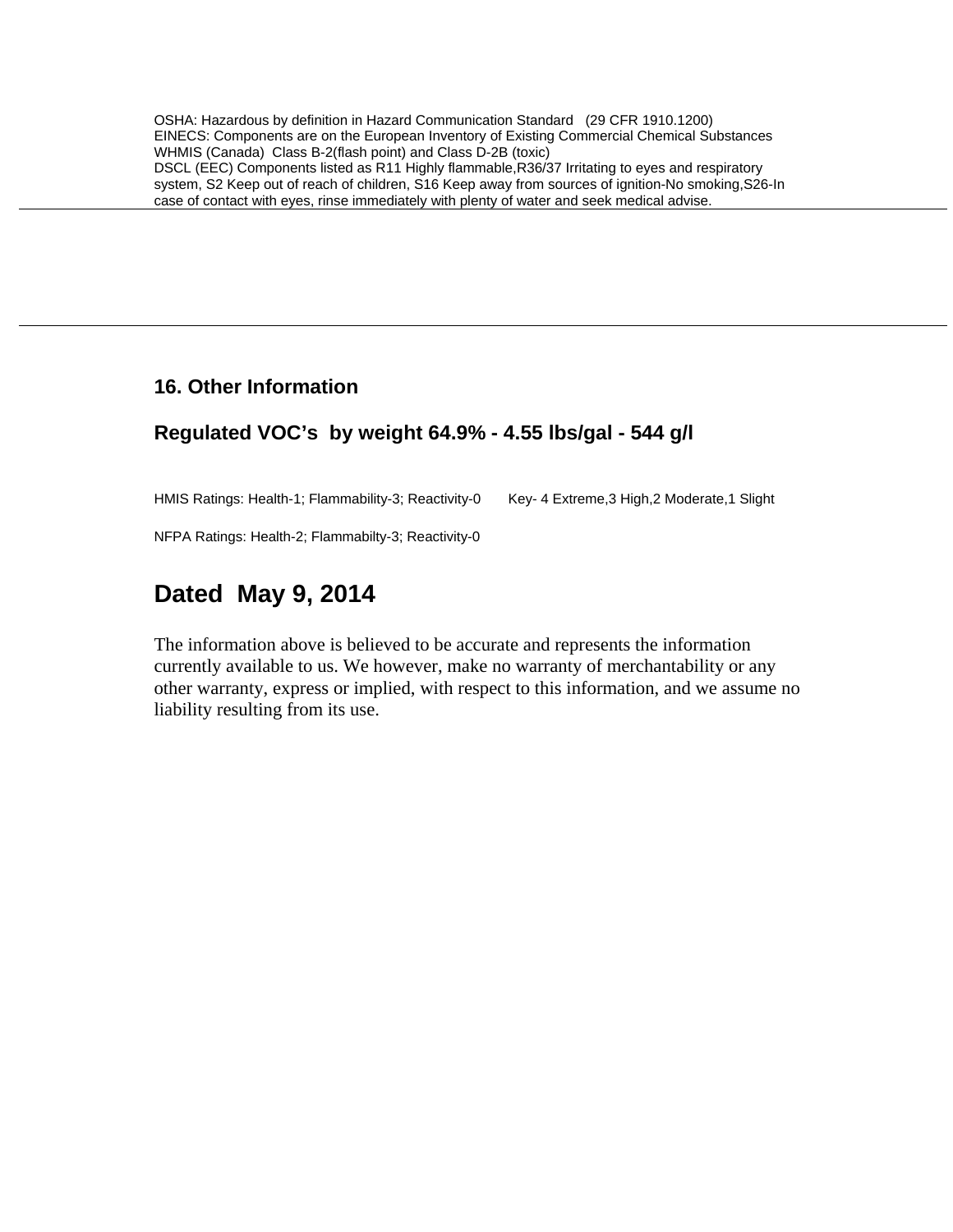OSHA: Hazardous by definition in Hazard Communication Standard (29 CFR 1910.1200)
EINECS: Components are on the European Inventory of Existing Commercial Chemical Substances
WHMIS (Canada) Class B-2(flash point) and Class D-2B (toxic)
DSCL (EEC) Components listed as R11 Highly flammable,R36/37 Irritating to eyes and respiratory system, S2 Keep out of reach of children, S16 Keep away from sources of ignition-No smoking,S26-In case of contact with eyes, rinse immediately with plenty of water and seek medical advise.

---

---

## 16. Other Information

### Regulated VOC's by weight 64.9% - 4.55 lbs/gal - 544 g/l

HMIS Ratings: Health-1; Flammability-3; Reactivity-0 Key- 4 Extreme,3 High,2 Moderate,1 Slight

NFPA Ratings: Health-2; Flammabilty-3; Reactivity-0

## Dated May 9, 2014

The information above is believed to be accurate and represents the information currently available to us. We however, make no warranty of merchantability or any other warranty, express or implied, with respect to this information, and we assume no liability resulting from its use.